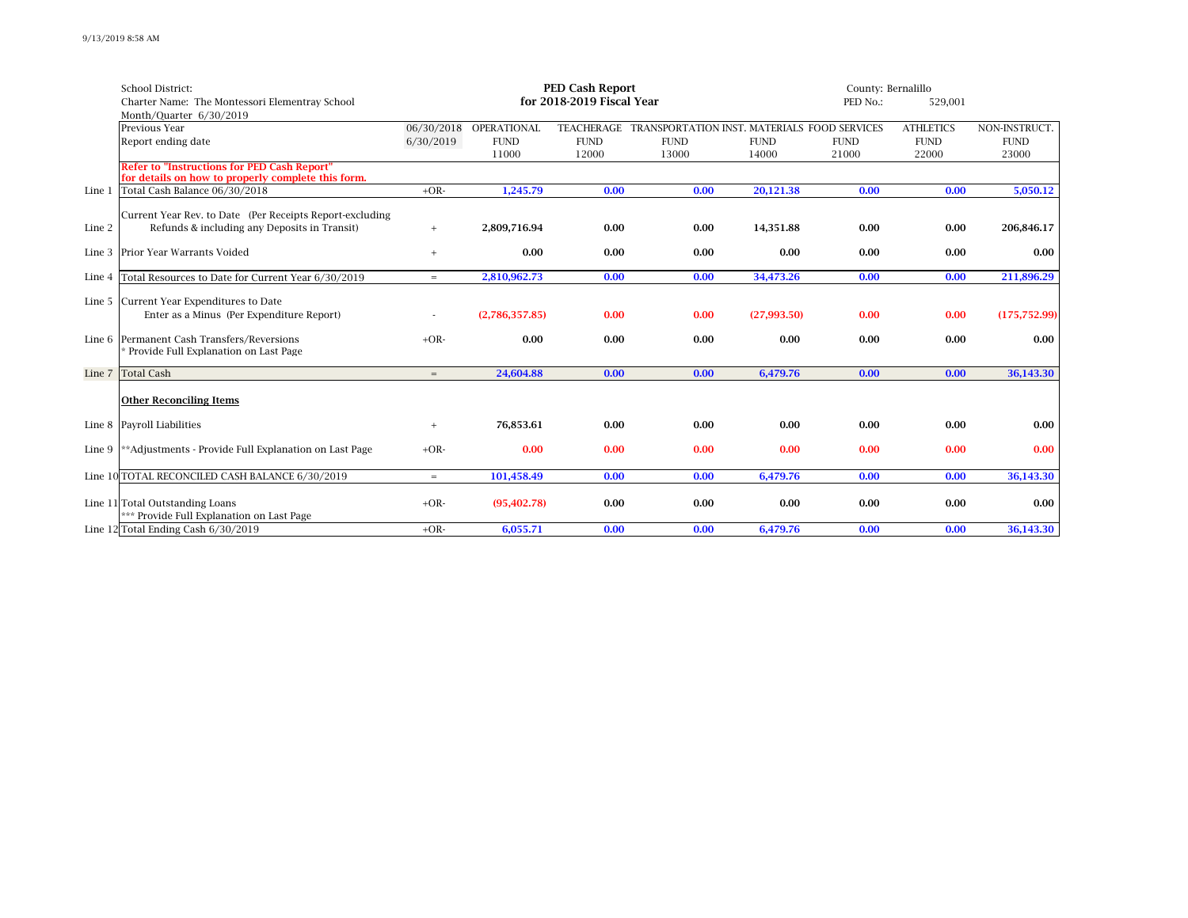School District:
Charter Name: The Montessori Elementray School
Month/Quarter 6/30/2019

**PED Cash Report**
**for 2018-2019 Fiscal Year**

County: Bernalillo
PED No.: 529,001

| | Previous Year<br>Report ending date | 06/30/2018<br>6/30/2019 | OPERATIONAL FUND<br>11000 | TEACHERAGE FUND<br>12000 | TRANSPORTATION FUND<br>13000 | INST. MATERIALS FUND<br>14000 | FOOD SERVICES FUND<br>21000 | ATHLETICS FUND<br>22000 | NON-INSTRUCT. FUND<br>23000 |
|---|---|---|---|---|---|---|---|---|---|
| | **Refer to "Instructions for PED Cash Report" for details on how to properly complete this form.** | | | | | | | | |
| Line 1 | Total Cash Balance 06/30/2018 | +OR- | **1,245.79** | **0.00** | **0.00** | **20,121.38** | **0.00** | **0.00** | **5,050.12** |
| Line 2 | Current Year Rev. to Date (Per Receipts Report-excluding Refunds & including any Deposits in Transit) | + | **2,809,716.94** | **0.00** | **0.00** | **14,351.88** | **0.00** | **0.00** | **206,846.17** |
| Line 3 | Prior Year Warrants Voided | + | **0.00** | **0.00** | **0.00** | **0.00** | **0.00** | **0.00** | **0.00** |
| Line 4 | Total Resources to Date for Current Year 6/30/2019 | = | **2,810,962.73** | **0.00** | **0.00** | **34,473.26** | **0.00** | **0.00** | **211,896.29** |
| Line 5 | Current Year Expenditures to Date Enter as a Minus (Per Expenditure Report) | - | **(2,786,357.85)** | **0.00** | **0.00** | **(27,993.50)** | **0.00** | **0.00** | **(175,752.99)** |
| Line 6 | Permanent Cash Transfers/Reversions * Provide Full Explanation on Last Page | +OR- | **0.00** | **0.00** | **0.00** | **0.00** | **0.00** | **0.00** | **0.00** |
| Line 7 | Total Cash | = | **24,604.88** | **0.00** | **0.00** | **6,479.76** | **0.00** | **0.00** | **36,143.30** |
| | **Other Reconciling Items** | | | | | | | | |
| Line 8 | Payroll Liabilities | + | **76,853.61** | **0.00** | **0.00** | **0.00** | **0.00** | **0.00** | **0.00** |
| Line 9 | **Adjustments - Provide Full Explanation on Last Page | +OR- | **0.00** | **0.00** | **0.00** | **0.00** | **0.00** | **0.00** | **0.00** |
| Line 10 | TOTAL RECONCILED CASH BALANCE 6/30/2019 | = | **101,458.49** | **0.00** | **0.00** | **6,479.76** | **0.00** | **0.00** | **36,143.30** |
| Line 11 | Total Outstanding Loans *** Provide Full Explanation on Last Page | +OR- | **(95,402.78)** | **0.00** | **0.00** | **0.00** | **0.00** | **0.00** | **0.00** |
| Line 12 | Total Ending Cash 6/30/2019 | +OR- | **6,055.71** | **0.00** | **0.00** | **6,479.76** | **0.00** | **0.00** | **36,143.30** |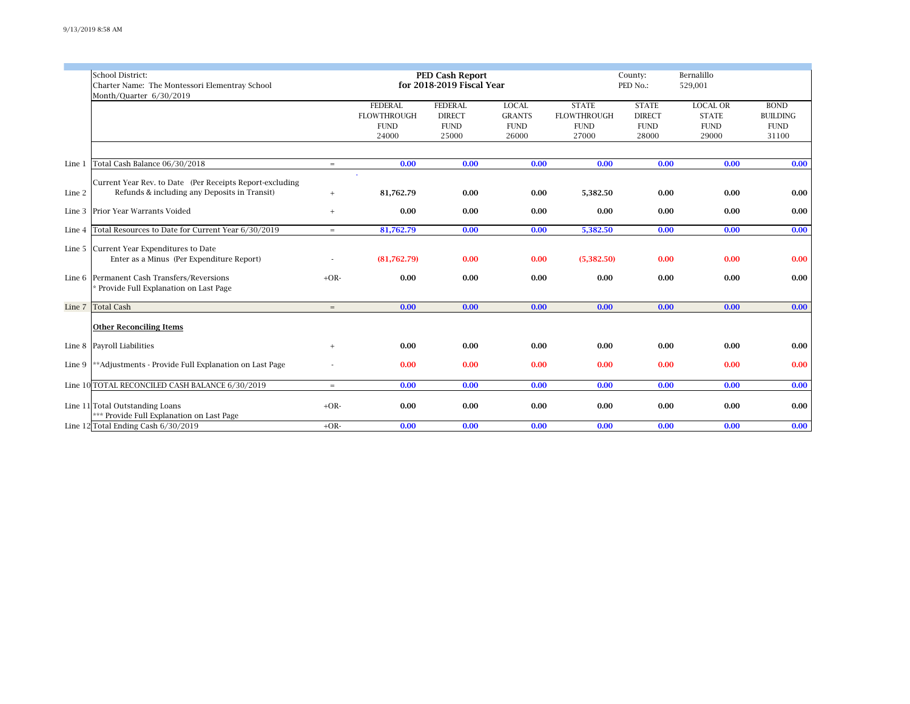| | School District:<br>Charter Name: The Montessori Elementray School<br>Month/Quarter 6/30/2019 | | **PED Cash Report**<br>**for 2018-2019 Fiscal Year** | | | | County:<br>PED No.: | Bernalillo<br>529,001 | |
|---|---|---|---|---|---|---|---|---|---|
| | | | FEDERAL FLOWTHROUGH FUND 24000 | FEDERAL DIRECT FUND 25000 | LOCAL GRANTS FUND 26000 | STATE FLOWTHROUGH FUND 27000 | STATE DIRECT FUND 28000 | LOCAL OR STATE FUND 29000 | BOND BUILDING FUND 31100 |
| Line 1 | Total Cash Balance 06/30/2018 | = | **0.00** | **0.00** | **0.00** | **0.00** | **0.00** | **0.00** | **0.00** |
| Line 2 | Current Year Rev. to Date (Per Receipts Report-excluding Refunds & including any Deposits in Transit) | + | **81,762.79** | **0.00** | **0.00** | **5,382.50** | **0.00** | **0.00** | **0.00** |
| Line 3 | Prior Year Warrants Voided | + | **0.00** | **0.00** | **0.00** | **0.00** | **0.00** | **0.00** | **0.00** |
| Line 4 | Total Resources to Date for Current Year 6/30/2019 | = | **81,762.79** | **0.00** | **0.00** | **5,382.50** | **0.00** | **0.00** | **0.00** |
| Line 5 | Current Year Expenditures to Date<br>Enter as a Minus (Per Expenditure Report) | - | **(81,762.79)** | **0.00** | **0.00** | **(5,382.50)** | **0.00** | **0.00** | **0.00** |
| Line 6 | Permanent Cash Transfers/Reversions<br>* Provide Full Explanation on Last Page | +OR- | **0.00** | **0.00** | **0.00** | **0.00** | **0.00** | **0.00** | **0.00** |
| Line 7 | Total Cash | = | **0.00** | **0.00** | **0.00** | **0.00** | **0.00** | **0.00** | **0.00** |
| | **Other Reconciling Items** | | | | | | | | |
| Line 8 | Payroll Liabilities | + | **0.00** | **0.00** | **0.00** | **0.00** | **0.00** | **0.00** | **0.00** |
| Line 9 | **Adjustments - Provide Full Explanation on Last Page | - | **0.00** | **0.00** | **0.00** | **0.00** | **0.00** | **0.00** | **0.00** |
| Line 10 | TOTAL RECONCILED CASH BALANCE 6/30/2019 | = | **0.00** | **0.00** | **0.00** | **0.00** | **0.00** | **0.00** | **0.00** |
| Line 11 | Total Outstanding Loans<br>*** Provide Full Explanation on Last Page | +OR- | **0.00** | **0.00** | **0.00** | **0.00** | **0.00** | **0.00** | **0.00** |
| Line 12 | Total Ending Cash 6/30/2019 | +OR- | **0.00** | **0.00** | **0.00** | **0.00** | **0.00** | **0.00** | **0.00** |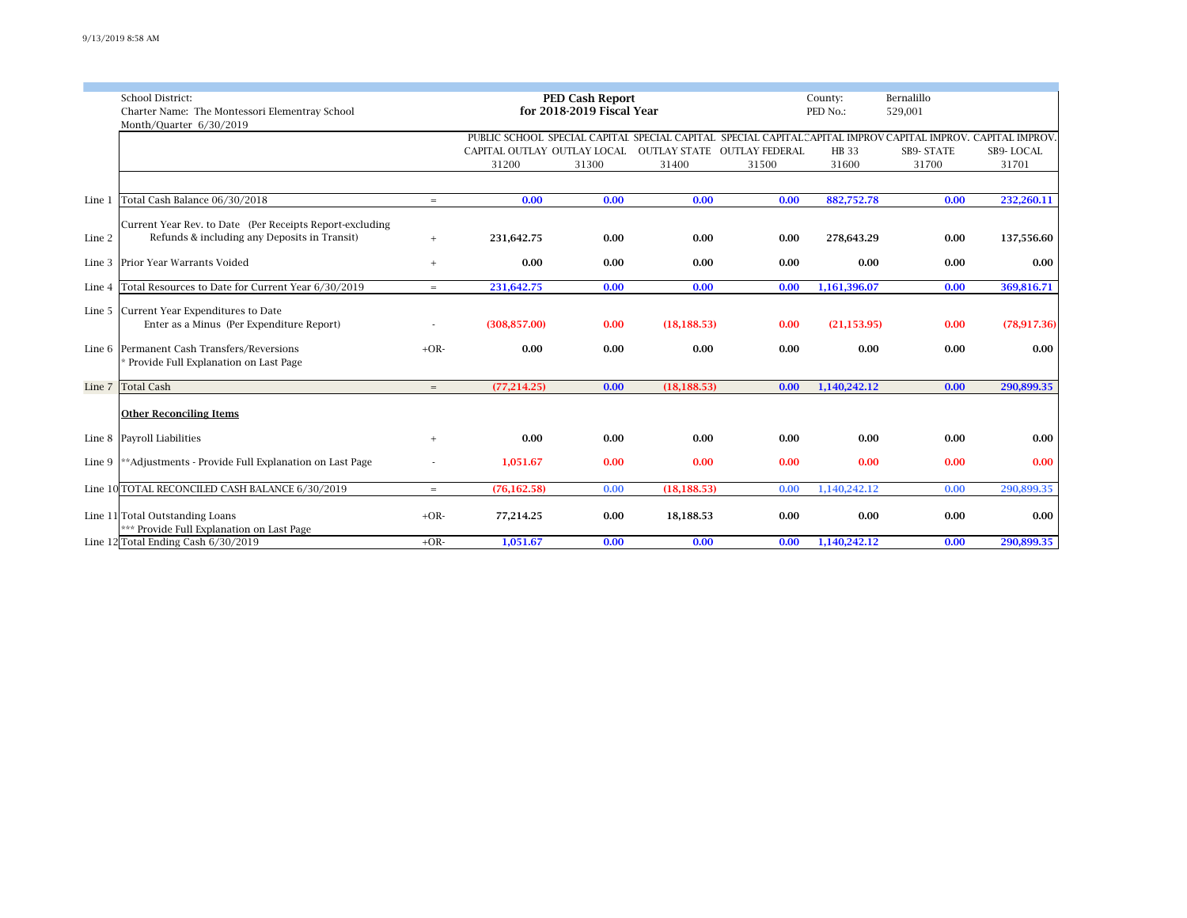School District:
Charter Name: The Montessori Elementray School
Month/Quarter 6/30/2019

**PED Cash Report**
**for 2018-2019 Fiscal Year**

County: Bernalillo
PED No.: 529,001

| | | | PUBLIC SCHOOL CAPITAL OUTLAY 31200 | SPECIAL CAPITAL OUTLAY LOCAL 31300 | SPECIAL CAPITAL OUTLAY STATE 31400 | SPECIAL CAPITAL OUTLAY FEDERAL 31500 | CAPITAL IMPROV HB 33 31600 | CAPITAL IMPROV. SB9- STATE 31700 | CAPITAL IMPROV. SB9- LOCAL 31701 |
|---|---|---|---|---|---|---|---|---|---|
| Line 1 | Total Cash Balance 06/30/2018 | = | 0.00 | 0.00 | 0.00 | 0.00 | 882,752.78 | 0.00 | 232,260.11 |
| Line 2 | Current Year Rev. to Date (Per Receipts Report-excluding Refunds & including any Deposits in Transit) | + | 231,642.75 | 0.00 | 0.00 | 0.00 | 278,643.29 | 0.00 | 137,556.60 |
| Line 3 | Prior Year Warrants Voided | + | 0.00 | 0.00 | 0.00 | 0.00 | 0.00 | 0.00 | 0.00 |
| Line 4 | Total Resources to Date for Current Year 6/30/2019 | = | 231,642.75 | 0.00 | 0.00 | 0.00 | 1,161,396.07 | 0.00 | 369,816.71 |
| Line 5 | Current Year Expenditures to Date Enter as a Minus (Per Expenditure Report) | - | (308,857.00) | 0.00 | (18,188.53) | 0.00 | (21,153.95) | 0.00 | (78,917.36) |
| Line 6 | Permanent Cash Transfers/Reversions * Provide Full Explanation on Last Page | +OR- | 0.00 | 0.00 | 0.00 | 0.00 | 0.00 | 0.00 | 0.00 |
| Line 7 | Total Cash | = | (77,214.25) | 0.00 | (18,188.53) | 0.00 | 1,140,242.12 | 0.00 | 290,899.35 |
| | **Other Reconciling Items** | | | | | | | | |
| Line 8 | Payroll Liabilities | + | 0.00 | 0.00 | 0.00 | 0.00 | 0.00 | 0.00 | 0.00 |
| Line 9 | **Adjustments - Provide Full Explanation on Last Page | - | 1,051.67 | 0.00 | 0.00 | 0.00 | 0.00 | 0.00 | 0.00 |
| Line 10 | TOTAL RECONCILED CASH BALANCE 6/30/2019 | = | (76,162.58) | 0.00 | (18,188.53) | 0.00 | 1,140,242.12 | 0.00 | 290,899.35 |
| Line 11 | Total Outstanding Loans *** Provide Full Explanation on Last Page | +OR- | 77,214.25 | 0.00 | 18,188.53 | 0.00 | 0.00 | 0.00 | 0.00 |
| Line 12 | Total Ending Cash 6/30/2019 | +OR- | 1,051.67 | 0.00 | 0.00 | 0.00 | 1,140,242.12 | 0.00 | 290,899.35 |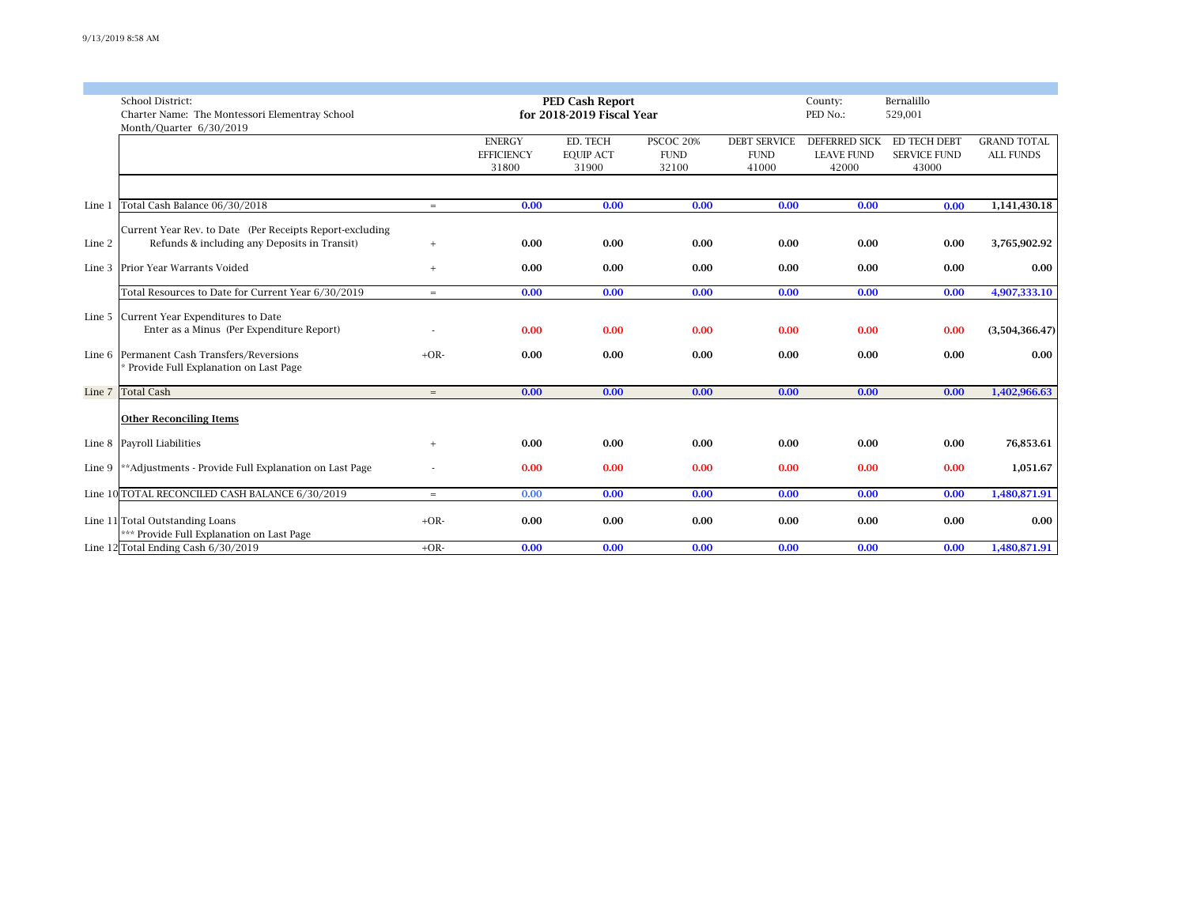School District:
Charter Name: The Montessori Elementray School
Month/Quarter 6/30/2019

**PED Cash Report**
**for 2018-2019 Fiscal Year**

County: Bernalillo
PED No.: 529,001

| | | | ENERGY EFFICIENCY 31800 | ED. TECH EQUIP ACT 31900 | PSCOC 20% FUND 32100 | DEBT SERVICE FUND 41000 | DEFERRED SICK LEAVE FUND 42000 | ED TECH DEBT SERVICE FUND 43000 | GRAND TOTAL ALL FUNDS |
|---|---|---|---|---|---|---|---|---|---|
| Line 1 | Total Cash Balance 06/30/2018 | = | **0.00** | **0.00** | **0.00** | **0.00** | **0.00** | **0.00** | **1,141,430.18** |
| Line 2 | Current Year Rev. to Date (Per Receipts Report-excluding Refunds & including any Deposits in Transit) | + | **0.00** | **0.00** | **0.00** | **0.00** | **0.00** | **0.00** | **3,765,902.92** |
| Line 3 | Prior Year Warrants Voided | + | **0.00** | **0.00** | **0.00** | **0.00** | **0.00** | **0.00** | **0.00** |
| | Total Resources to Date for Current Year 6/30/2019 | = | **0.00** | **0.00** | **0.00** | **0.00** | **0.00** | **0.00** | **4,907,333.10** |
| Line 5 | Current Year Expenditures to Date Enter as a Minus (Per Expenditure Report) | - | **0.00** | **0.00** | **0.00** | **0.00** | **0.00** | **0.00** | **(3,504,366.47)** |
| Line 6 | Permanent Cash Transfers/Reversions * Provide Full Explanation on Last Page | +OR- | **0.00** | **0.00** | **0.00** | **0.00** | **0.00** | **0.00** | **0.00** |
| Line 7 | Total Cash | = | **0.00** | **0.00** | **0.00** | **0.00** | **0.00** | **0.00** | **1,402,966.63** |
| | **Other Reconciling Items** | | | | | | | | |
| Line 8 | Payroll Liabilities | + | **0.00** | **0.00** | **0.00** | **0.00** | **0.00** | **0.00** | **76,853.61** |
| Line 9 | **Adjustments - Provide Full Explanation on Last Page | - | **0.00** | **0.00** | **0.00** | **0.00** | **0.00** | **0.00** | **1,051.67** |
| Line 10 | TOTAL RECONCILED CASH BALANCE 6/30/2019 | = | 0.00 | **0.00** | **0.00** | **0.00** | **0.00** | **0.00** | **1,480,871.91** |
| Line 11 | Total Outstanding Loans *** Provide Full Explanation on Last Page | +OR- | **0.00** | **0.00** | **0.00** | **0.00** | **0.00** | **0.00** | **0.00** |
| Line 12 | Total Ending Cash 6/30/2019 | +OR- | **0.00** | **0.00** | **0.00** | **0.00** | **0.00** | **0.00** | **1,480,871.91** |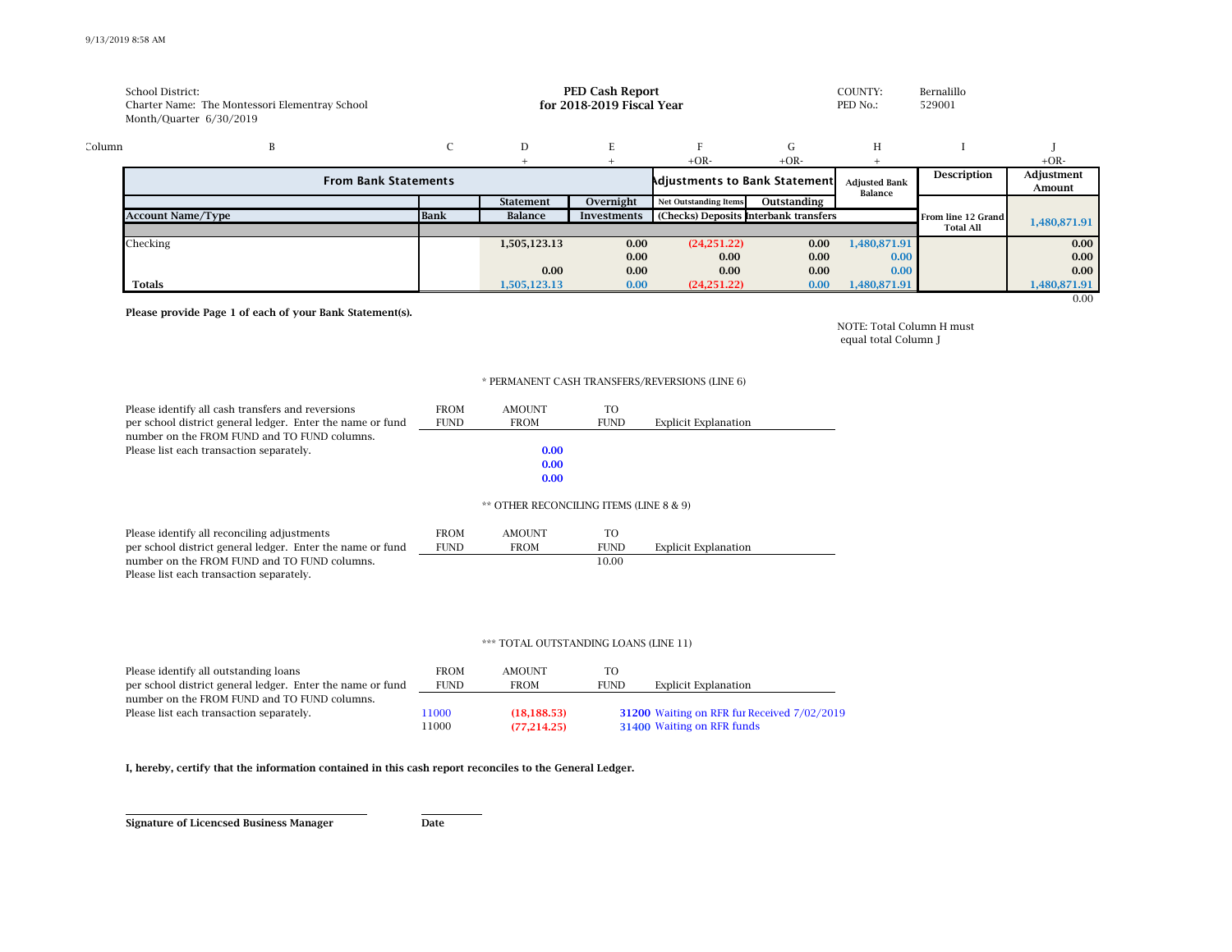9/13/2019 8:58 AM

School District:
Charter Name: The Montessori Elementray School
Month/Quarter 6/30/2019

**PED Cash Report**
**for 2018-2019 Fiscal Year**

COUNTY: Bernalillo
PED No.: 529001

| Column B | C | D | E | F | G | H | I | J |
|---|---|---|---|---|---|---|---|---|
| | | + | + | +OR- | +OR- | + | | +OR- |
| **From Bank Statements** | | | | **Adjustments to Bank Statement** | | **Adjusted Bank Balance** | **Description** | **Adjustment Amount** |
| | | **Statement** | **Overnight** | **Net Outstanding Items** | **Outstanding** | | | |
| **Account Name/Type** | **Bank** | **Balance** | **Investments** | **(Checks) Deposits** | **Interbank transfers** | | **From line 12 Grand Total All** | **1,480,871.91** |
| Checking | | 1,505,123.13 | 0.00 | (24,251.22) | 0.00 | 1,480,871.91 | | 0.00 |
| | | | 0.00 | 0.00 | 0.00 | 0.00 | | 0.00 |
| | | 0.00 | 0.00 | 0.00 | 0.00 | 0.00 | | 0.00 |
| **Totals** | | 1,505,123.13 | 0.00 | (24,251.22) | 0.00 | 1,480,871.91 | | 1,480,871.91 |
| | | | | | | | | 0.00 |

**Please provide Page 1 of each of your Bank Statement(s).**

NOTE: Total Column H must equal total Column J

\* PERMANENT CASH TRANSFERS/REVERSIONS (LINE 6)

Please identify all cash transfers and reversions per school district general ledger. Enter the name or fund number on the FROM FUND and TO FUND columns. Please list each transaction separately.

| FROM FUND | AMOUNT FROM | TO FUND | Explicit Explanation |
|---|---|---|---|
| | 0.00 | | |
| | 0.00 | | |
| | 0.00 | | |

\*\* OTHER RECONCILING ITEMS (LINE 8 & 9)

Please identify all reconciling adjustments per school district general ledger. Enter the name or fund number on the FROM FUND and TO FUND columns. Please list each transaction separately.

| FROM FUND | AMOUNT FROM | TO FUND | Explicit Explanation |
|---|---|---|---|
| | | 10.00 | |

\*\*\* TOTAL OUTSTANDING LOANS (LINE 11)

Please identify all outstanding loans per school district general ledger. Enter the name or fund number on the FROM FUND and TO FUND columns. Please list each transaction separately.

| FROM FUND | AMOUNT FROM | TO FUND | Explicit Explanation |
|---|---|---|---|
| 11000 | (18,188.53) | 31200 | Waiting on RFR fur Received 7/02/2019 |
| 11000 | (77,214.25) | 31400 | Waiting on RFR funds |

**I, hereby, certify that the information contained in this cash report reconciles to the General Ledger.**

**Signature of Licencsed Business Manager** **Date**